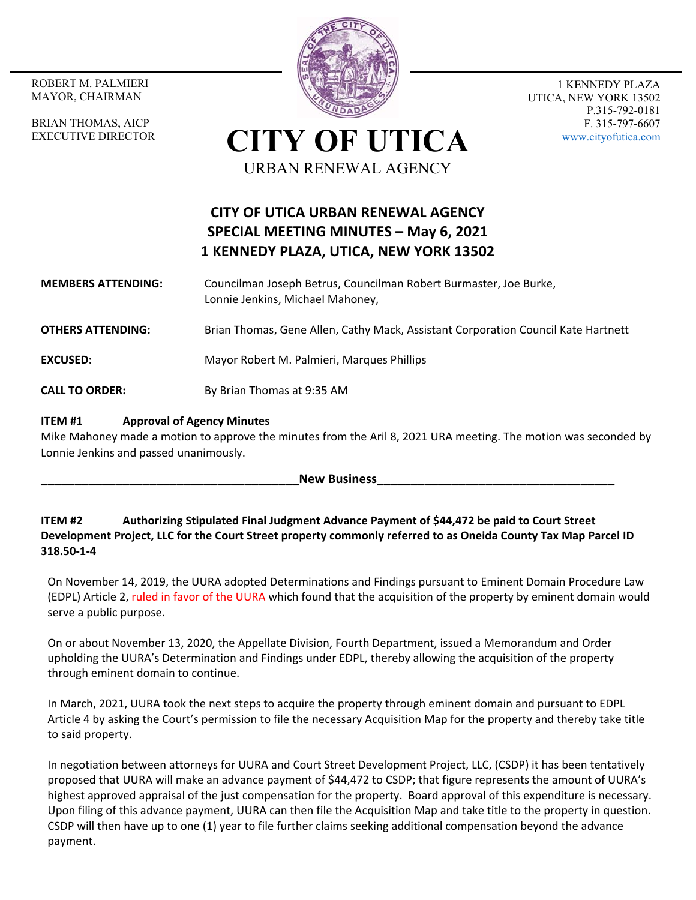ROBERT M. PALMIERI
MAYOR, CHAIRMAN

BRIAN THOMAS, AICP
EXECUTIVE DIRECTOR

# CITY OF UTICA

URBAN RENEWAL AGENCY

1 KENNEDY PLAZA
UTICA, NEW YORK 13502
P.315-792-0181
F. 315-797-6607
www.cityofutica.com

## CITY OF UTICA URBAN RENEWAL AGENCY
## SPECIAL MEETING MINUTES – May 6, 2021
## 1 KENNEDY PLAZA, UTICA, NEW YORK 13502

**MEMBERS ATTENDING:** Councilman Joseph Betrus, Councilman Robert Burmaster, Joe Burke, Lonnie Jenkins, Michael Mahoney,

**OTHERS ATTENDING:** Brian Thomas, Gene Allen, Cathy Mack, Assistant Corporation Council Kate Hartnett

**EXCUSED:** Mayor Robert M. Palmieri, Marques Phillips

**CALL TO ORDER:** By Brian Thomas at 9:35 AM

**ITEM #1 Approval of Agency Minutes**

Mike Mahoney made a motion to approve the minutes from the Aril 8, 2021 URA meeting. The motion was seconded by Lonnie Jenkins and passed unanimously.

**New Business**

**ITEM #2 Authorizing Stipulated Final Judgment Advance Payment of $44,472 be paid to Court Street Development Project, LLC for the Court Street property commonly referred to as Oneida County Tax Map Parcel ID 318.50-1-4**

On November 14, 2019, the UURA adopted Determinations and Findings pursuant to Eminent Domain Procedure Law (EDPL) Article 2, ruled in favor of the UURA which found that the acquisition of the property by eminent domain would serve a public purpose.

On or about November 13, 2020, the Appellate Division, Fourth Department, issued a Memorandum and Order upholding the UURA's Determination and Findings under EDPL, thereby allowing the acquisition of the property through eminent domain to continue.

In March, 2021, UURA took the next steps to acquire the property through eminent domain and pursuant to EDPL Article 4 by asking the Court's permission to file the necessary Acquisition Map for the property and thereby take title to said property.

In negotiation between attorneys for UURA and Court Street Development Project, LLC, (CSDP) it has been tentatively proposed that UURA will make an advance payment of $44,472 to CSDP; that figure represents the amount of UURA's highest approved appraisal of the just compensation for the property. Board approval of this expenditure is necessary. Upon filing of this advance payment, UURA can then file the Acquisition Map and take title to the property in question. CSDP will then have up to one (1) year to file further claims seeking additional compensation beyond the advance payment.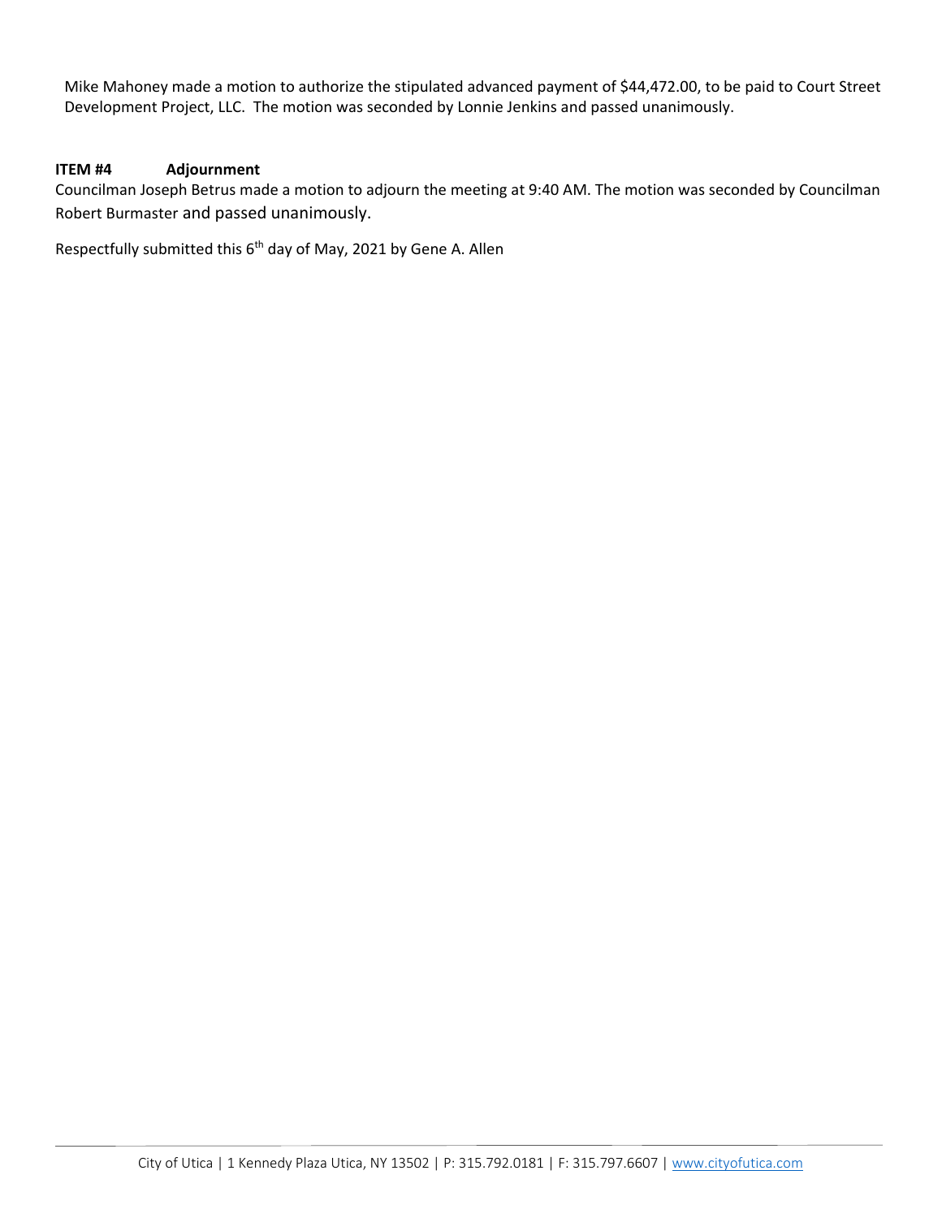Mike Mahoney made a motion to authorize the stipulated advanced payment of $44,472.00, to be paid to Court Street Development Project, LLC. The motion was seconded by Lonnie Jenkins and passed unanimously.

**ITEM #4 Adjournment**

Councilman Joseph Betrus made a motion to adjourn the meeting at 9:40 AM. The motion was seconded by Councilman Robert Burmaster and passed unanimously.

Respectfully submitted this 6th day of May, 2021 by Gene A. Allen